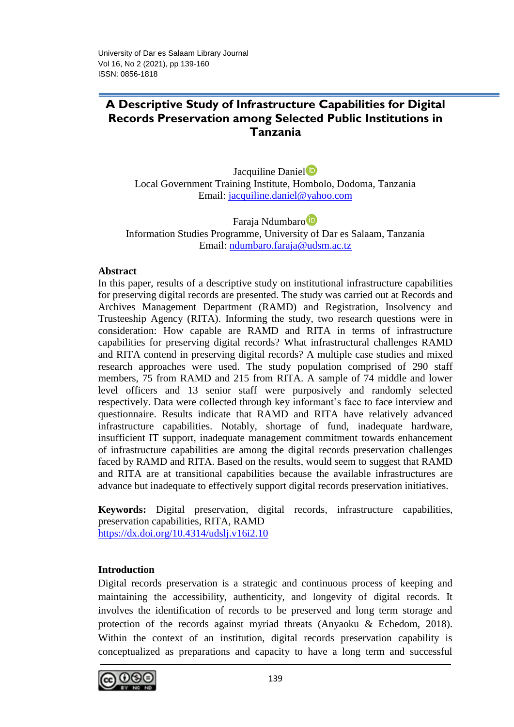# A Descriptive Study of Infrastructure Capabilities for Digital Records Preservation among Selected Public Institutions in Tanzania

Jacquiline Daniel
Local Government Training Institute, Hombolo, Dodoma, Tanzania
Email: jacquiline.daniel@yahoo.com

Faraja Ndumbaro
Information Studies Programme, University of Dar es Salaam, Tanzania
Email: ndumbaro.faraja@udsm.ac.tz

## Abstract

In this paper, results of a descriptive study on institutional infrastructure capabilities for preserving digital records are presented. The study was carried out at Records and Archives Management Department (RAMD) and Registration, Insolvency and Trusteeship Agency (RITA). Informing the study, two research questions were in consideration: How capable are RAMD and RITA in terms of infrastructure capabilities for preserving digital records? What infrastructural challenges RAMD and RITA contend in preserving digital records? A multiple case studies and mixed research approaches were used. The study population comprised of 290 staff members, 75 from RAMD and 215 from RITA. A sample of 74 middle and lower level officers and 13 senior staff were purposively and randomly selected respectively. Data were collected through key informant's face to face interview and questionnaire. Results indicate that RAMD and RITA have relatively advanced infrastructure capabilities. Notably, shortage of fund, inadequate hardware, insufficient IT support, inadequate management commitment towards enhancement of infrastructure capabilities are among the digital records preservation challenges faced by RAMD and RITA. Based on the results, would seem to suggest that RAMD and RITA are at transitional capabilities because the available infrastructures are advance but inadequate to effectively support digital records preservation initiatives.

**Keywords:** Digital preservation, digital records, infrastructure capabilities, preservation capabilities, RITA, RAMD
https://dx.doi.org/10.4314/udslj.v16i2.10

## Introduction

Digital records preservation is a strategic and continuous process of keeping and maintaining the accessibility, authenticity, and longevity of digital records. It involves the identification of records to be preserved and long term storage and protection of the records against myriad threats (Anyaoku & Echedom, 2018). Within the context of an institution, digital records preservation capability is conceptualized as preparations and capacity to have a long term and successful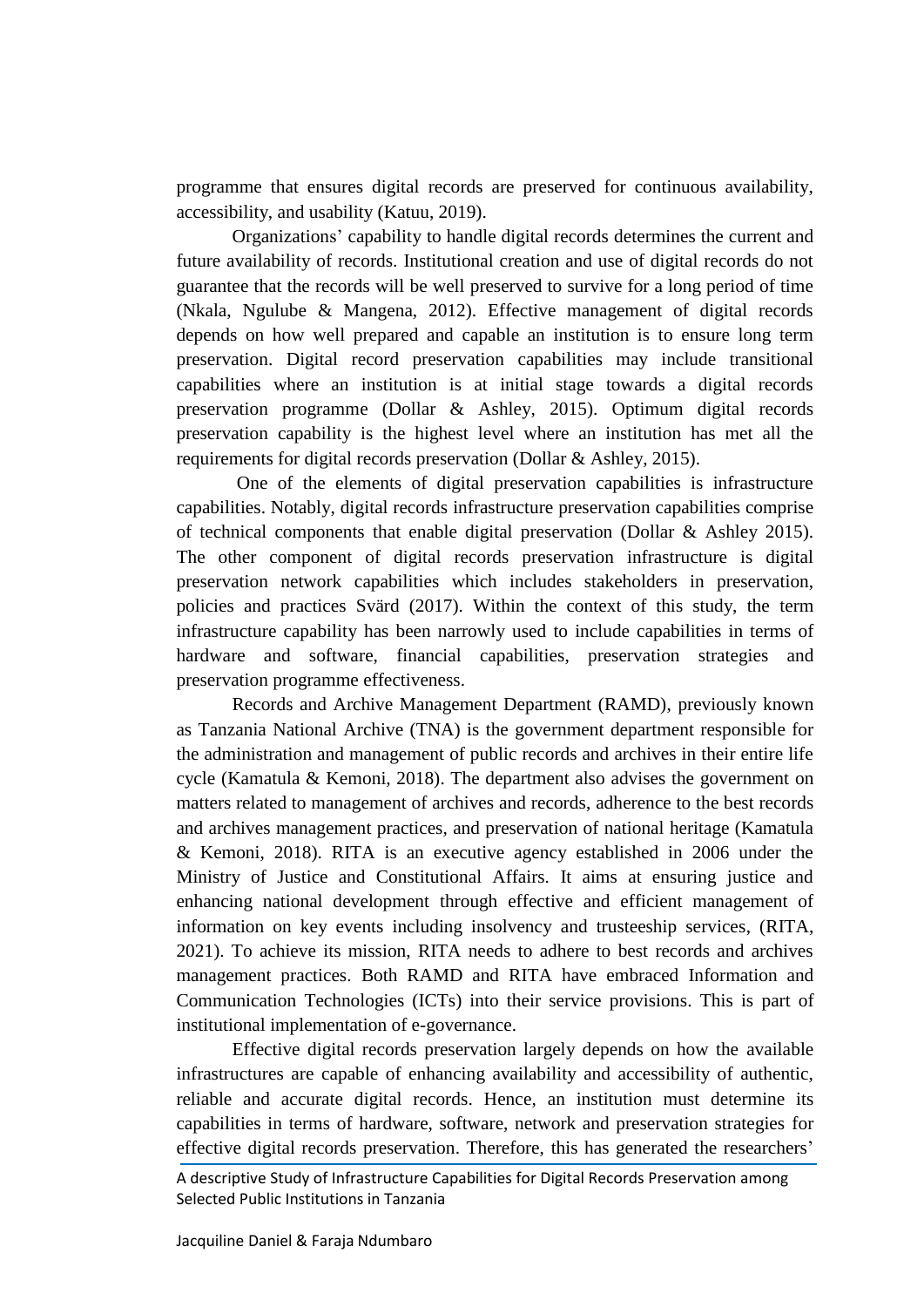programme that ensures digital records are preserved for continuous availability, accessibility, and usability (Katuu, 2019).

Organizations' capability to handle digital records determines the current and future availability of records. Institutional creation and use of digital records do not guarantee that the records will be well preserved to survive for a long period of time (Nkala, Ngulube & Mangena, 2012). Effective management of digital records depends on how well prepared and capable an institution is to ensure long term preservation. Digital record preservation capabilities may include transitional capabilities where an institution is at initial stage towards a digital records preservation programme (Dollar & Ashley, 2015). Optimum digital records preservation capability is the highest level where an institution has met all the requirements for digital records preservation (Dollar & Ashley, 2015).

One of the elements of digital preservation capabilities is infrastructure capabilities. Notably, digital records infrastructure preservation capabilities comprise of technical components that enable digital preservation (Dollar & Ashley 2015). The other component of digital records preservation infrastructure is digital preservation network capabilities which includes stakeholders in preservation, policies and practices Svärd (2017). Within the context of this study, the term infrastructure capability has been narrowly used to include capabilities in terms of hardware and software, financial capabilities, preservation strategies and preservation programme effectiveness.

Records and Archive Management Department (RAMD), previously known as Tanzania National Archive (TNA) is the government department responsible for the administration and management of public records and archives in their entire life cycle (Kamatula & Kemoni, 2018). The department also advises the government on matters related to management of archives and records, adherence to the best records and archives management practices, and preservation of national heritage (Kamatula & Kemoni, 2018). RITA is an executive agency established in 2006 under the Ministry of Justice and Constitutional Affairs. It aims at ensuring justice and enhancing national development through effective and efficient management of information on key events including insolvency and trusteeship services, (RITA, 2021). To achieve its mission, RITA needs to adhere to best records and archives management practices. Both RAMD and RITA have embraced Information and Communication Technologies (ICTs) into their service provisions. This is part of institutional implementation of e-governance.

Effective digital records preservation largely depends on how the available infrastructures are capable of enhancing availability and accessibility of authentic, reliable and accurate digital records. Hence, an institution must determine its capabilities in terms of hardware, software, network and preservation strategies for effective digital records preservation. Therefore, this has generated the researchers'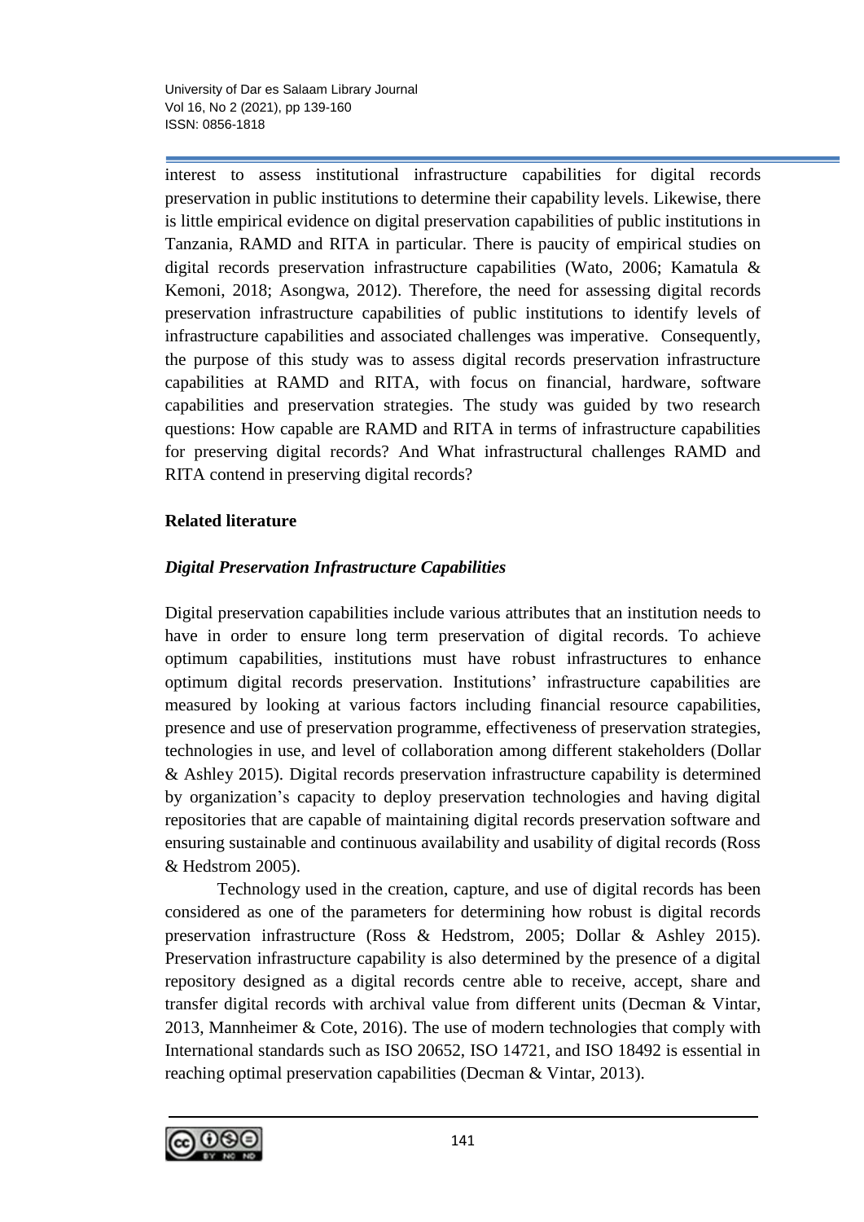interest to assess institutional infrastructure capabilities for digital records preservation in public institutions to determine their capability levels. Likewise, there is little empirical evidence on digital preservation capabilities of public institutions in Tanzania, RAMD and RITA in particular. There is paucity of empirical studies on digital records preservation infrastructure capabilities (Wato, 2006; Kamatula & Kemoni, 2018; Asongwa, 2012). Therefore, the need for assessing digital records preservation infrastructure capabilities of public institutions to identify levels of infrastructure capabilities and associated challenges was imperative. Consequently, the purpose of this study was to assess digital records preservation infrastructure capabilities at RAMD and RITA, with focus on financial, hardware, software capabilities and preservation strategies. The study was guided by two research questions: How capable are RAMD and RITA in terms of infrastructure capabilities for preserving digital records? And What infrastructural challenges RAMD and RITA contend in preserving digital records?

## Related literature

### *Digital Preservation Infrastructure Capabilities*

Digital preservation capabilities include various attributes that an institution needs to have in order to ensure long term preservation of digital records. To achieve optimum capabilities, institutions must have robust infrastructures to enhance optimum digital records preservation. Institutions' infrastructure capabilities are measured by looking at various factors including financial resource capabilities, presence and use of preservation programme, effectiveness of preservation strategies, technologies in use, and level of collaboration among different stakeholders (Dollar & Ashley 2015). Digital records preservation infrastructure capability is determined by organization's capacity to deploy preservation technologies and having digital repositories that are capable of maintaining digital records preservation software and ensuring sustainable and continuous availability and usability of digital records (Ross & Hedstrom 2005).

Technology used in the creation, capture, and use of digital records has been considered as one of the parameters for determining how robust is digital records preservation infrastructure (Ross & Hedstrom, 2005; Dollar & Ashley 2015). Preservation infrastructure capability is also determined by the presence of a digital repository designed as a digital records centre able to receive, accept, share and transfer digital records with archival value from different units (Decman & Vintar, 2013, Mannheimer & Cote, 2016). The use of modern technologies that comply with International standards such as ISO 20652, ISO 14721, and ISO 18492 is essential in reaching optimal preservation capabilities (Decman & Vintar, 2013).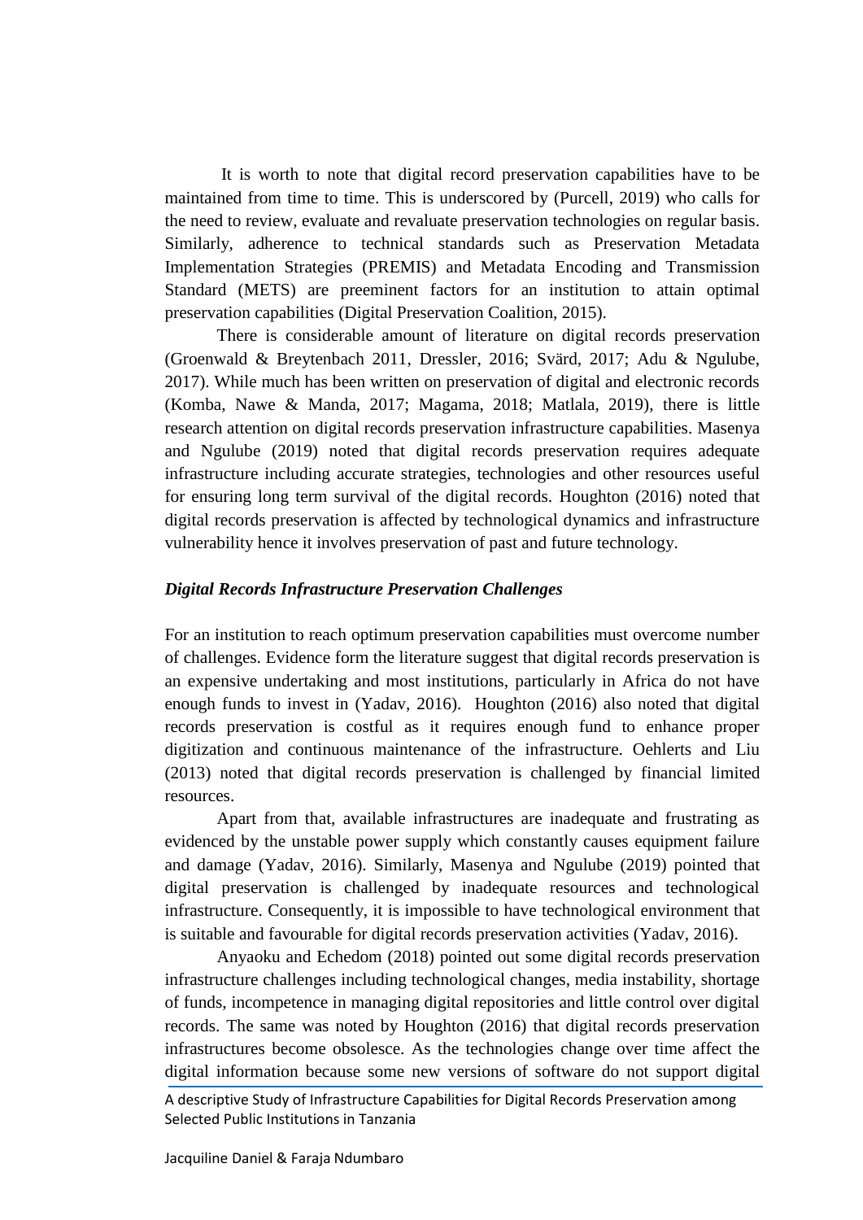It is worth to note that digital record preservation capabilities have to be maintained from time to time. This is underscored by (Purcell, 2019) who calls for the need to review, evaluate and revaluate preservation technologies on regular basis. Similarly, adherence to technical standards such as Preservation Metadata Implementation Strategies (PREMIS) and Metadata Encoding and Transmission Standard (METS) are preeminent factors for an institution to attain optimal preservation capabilities (Digital Preservation Coalition, 2015).

There is considerable amount of literature on digital records preservation (Groenwald & Breytenbach 2011, Dressler, 2016; Svärd, 2017; Adu & Ngulube, 2017). While much has been written on preservation of digital and electronic records (Komba, Nawe & Manda, 2017; Magama, 2018; Matlala, 2019), there is little research attention on digital records preservation infrastructure capabilities. Masenya and Ngulube (2019) noted that digital records preservation requires adequate infrastructure including accurate strategies, technologies and other resources useful for ensuring long term survival of the digital records. Houghton (2016) noted that digital records preservation is affected by technological dynamics and infrastructure vulnerability hence it involves preservation of past and future technology.

***Digital Records Infrastructure Preservation Challenges***

For an institution to reach optimum preservation capabilities must overcome number of challenges. Evidence form the literature suggest that digital records preservation is an expensive undertaking and most institutions, particularly in Africa do not have enough funds to invest in (Yadav, 2016). Houghton (2016) also noted that digital records preservation is costful as it requires enough fund to enhance proper digitization and continuous maintenance of the infrastructure. Oehlerts and Liu (2013) noted that digital records preservation is challenged by financial limited resources.

Apart from that, available infrastructures are inadequate and frustrating as evidenced by the unstable power supply which constantly causes equipment failure and damage (Yadav, 2016). Similarly, Masenya and Ngulube (2019) pointed that digital preservation is challenged by inadequate resources and technological infrastructure. Consequently, it is impossible to have technological environment that is suitable and favourable for digital records preservation activities (Yadav, 2016).

Anyaoku and Echedom (2018) pointed out some digital records preservation infrastructure challenges including technological changes, media instability, shortage of funds, incompetence in managing digital repositories and little control over digital records. The same was noted by Houghton (2016) that digital records preservation infrastructures become obsolesce. As the technologies change over time affect the digital information because some new versions of software do not support digital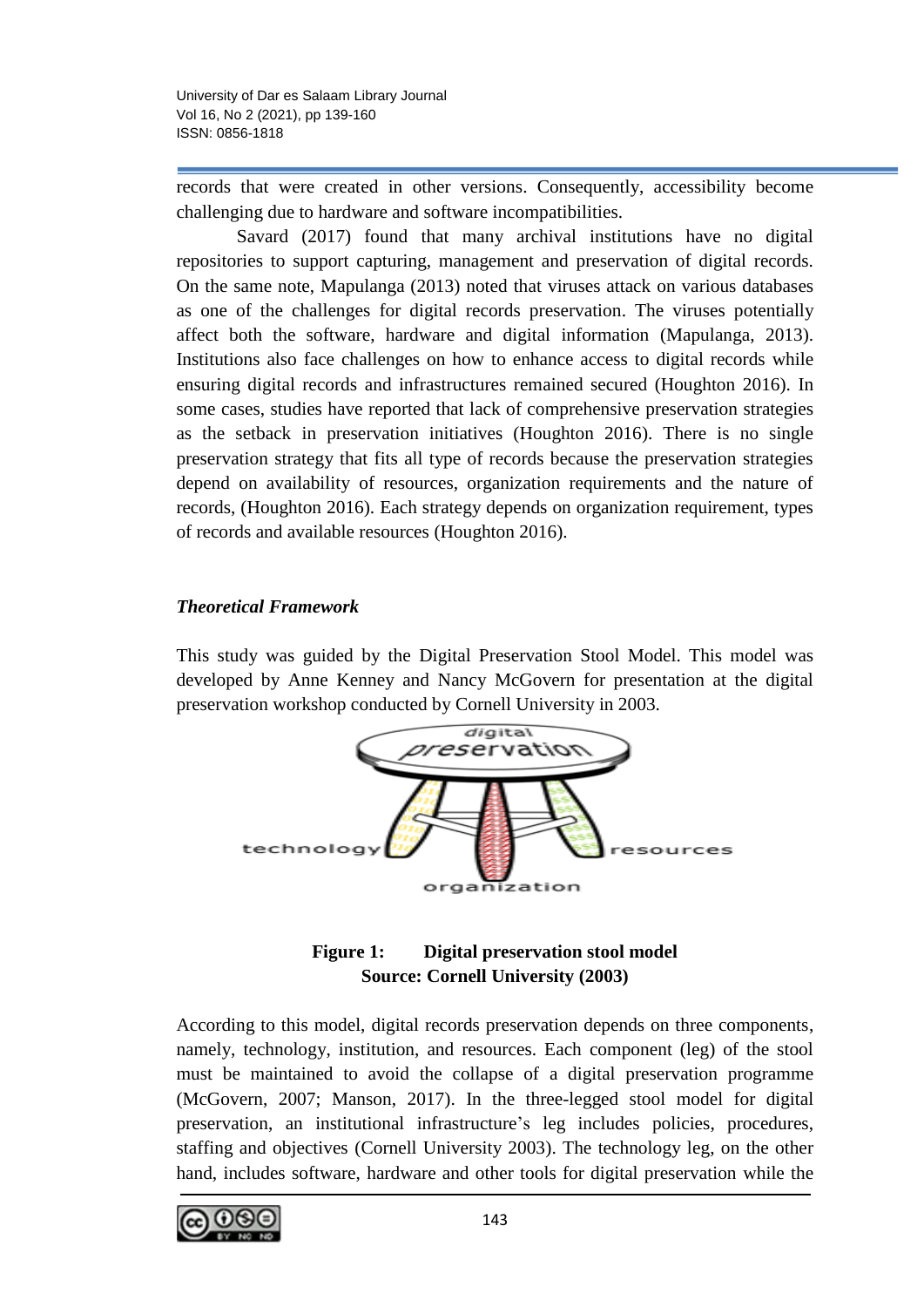records that were created in other versions. Consequently, accessibility become challenging due to hardware and software incompatibilities.

Savard (2017) found that many archival institutions have no digital repositories to support capturing, management and preservation of digital records. On the same note, Mapulanga (2013) noted that viruses attack on various databases as one of the challenges for digital records preservation. The viruses potentially affect both the software, hardware and digital information (Mapulanga, 2013). Institutions also face challenges on how to enhance access to digital records while ensuring digital records and infrastructures remained secured (Houghton 2016). In some cases, studies have reported that lack of comprehensive preservation strategies as the setback in preservation initiatives (Houghton 2016). There is no single preservation strategy that fits all type of records because the preservation strategies depend on availability of resources, organization requirements and the nature of records, (Houghton 2016). Each strategy depends on organization requirement, types of records and available resources (Houghton 2016).

### *Theoretical Framework*

This study was guided by the Digital Preservation Stool Model. This model was developed by Anne Kenney and Nancy McGovern for presentation at the digital preservation workshop conducted by Cornell University in 2003.

**Figure 1: Digital preservation stool model**
**Source: Cornell University (2003)**

According to this model, digital records preservation depends on three components, namely, technology, institution, and resources. Each component (leg) of the stool must be maintained to avoid the collapse of a digital preservation programme (McGovern, 2007; Manson, 2017). In the three-legged stool model for digital preservation, an institutional infrastructure's leg includes policies, procedures, staffing and objectives (Cornell University 2003). The technology leg, on the other hand, includes software, hardware and other tools for digital preservation while the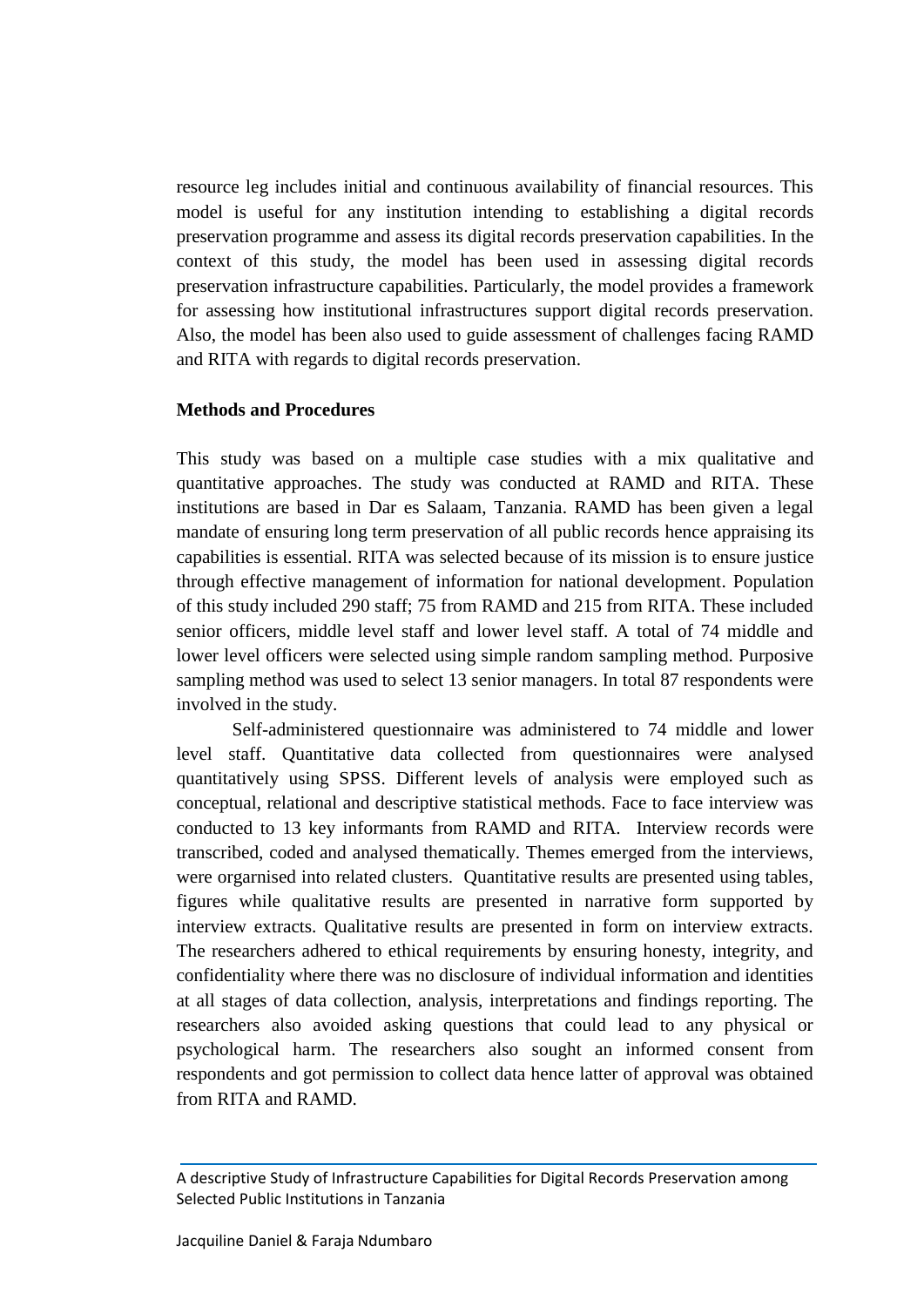resource leg includes initial and continuous availability of financial resources. This model is useful for any institution intending to establishing a digital records preservation programme and assess its digital records preservation capabilities. In the context of this study, the model has been used in assessing digital records preservation infrastructure capabilities. Particularly, the model provides a framework for assessing how institutional infrastructures support digital records preservation. Also, the model has been also used to guide assessment of challenges facing RAMD and RITA with regards to digital records preservation.

**Methods and Procedures**

This study was based on a multiple case studies with a mix qualitative and quantitative approaches. The study was conducted at RAMD and RITA. These institutions are based in Dar es Salaam, Tanzania. RAMD has been given a legal mandate of ensuring long term preservation of all public records hence appraising its capabilities is essential. RITA was selected because of its mission is to ensure justice through effective management of information for national development. Population of this study included 290 staff; 75 from RAMD and 215 from RITA. These included senior officers, middle level staff and lower level staff. A total of 74 middle and lower level officers were selected using simple random sampling method. Purposive sampling method was used to select 13 senior managers. In total 87 respondents were involved in the study.

Self-administered questionnaire was administered to 74 middle and lower level staff. Quantitative data collected from questionnaires were analysed quantitatively using SPSS. Different levels of analysis were employed such as conceptual, relational and descriptive statistical methods. Face to face interview was conducted to 13 key informants from RAMD and RITA. Interview records were transcribed, coded and analysed thematically. Themes emerged from the interviews, were orgarnised into related clusters. Quantitative results are presented using tables, figures while qualitative results are presented in narrative form supported by interview extracts. Qualitative results are presented in form on interview extracts. The researchers adhered to ethical requirements by ensuring honesty, integrity, and confidentiality where there was no disclosure of individual information and identities at all stages of data collection, analysis, interpretations and findings reporting. The researchers also avoided asking questions that could lead to any physical or psychological harm. The researchers also sought an informed consent from respondents and got permission to collect data hence latter of approval was obtained from RITA and RAMD.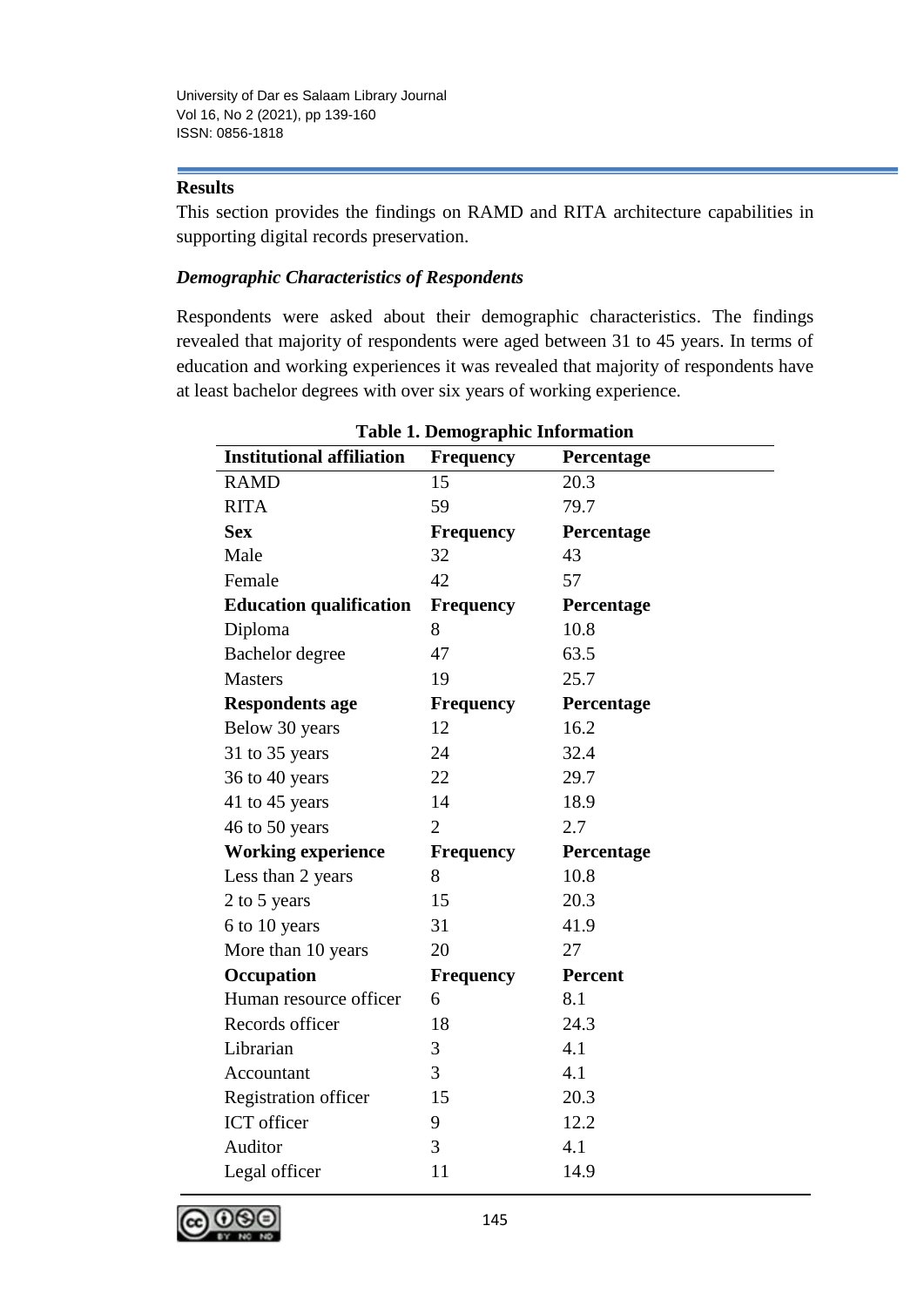## Results

This section provides the findings on RAMD and RITA architecture capabilities in supporting digital records preservation.

### *Demographic Characteristics of Respondents*

Respondents were asked about their demographic characteristics. The findings revealed that majority of respondents were aged between 31 to 45 years. In terms of education and working experiences it was revealed that majority of respondents have at least bachelor degrees with over six years of working experience.

**Table 1. Demographic Information**

| Institutional affiliation | Frequency | Percentage |
|---|---|---|
| RAMD | 15 | 20.3 |
| RITA | 59 | 79.7 |
| **Sex** | **Frequency** | **Percentage** |
| Male | 32 | 43 |
| Female | 42 | 57 |
| **Education qualification** | **Frequency** | **Percentage** |
| Diploma | 8 | 10.8 |
| Bachelor degree | 47 | 63.5 |
| Masters | 19 | 25.7 |
| **Respondents age** | **Frequency** | **Percentage** |
| Below 30 years | 12 | 16.2 |
| 31 to 35 years | 24 | 32.4 |
| 36 to 40 years | 22 | 29.7 |
| 41 to 45 years | 14 | 18.9 |
| 46 to 50 years | 2 | 2.7 |
| **Working experience** | **Frequency** | **Percentage** |
| Less than 2 years | 8 | 10.8 |
| 2 to 5 years | 15 | 20.3 |
| 6 to 10 years | 31 | 41.9 |
| More than 10 years | 20 | 27 |
| **Occupation** | **Frequency** | **Percent** |
| Human resource officer | 6 | 8.1 |
| Records officer | 18 | 24.3 |
| Librarian | 3 | 4.1 |
| Accountant | 3 | 4.1 |
| Registration officer | 15 | 20.3 |
| ICT officer | 9 | 12.2 |
| Auditor | 3 | 4.1 |
| Legal officer | 11 | 14.9 |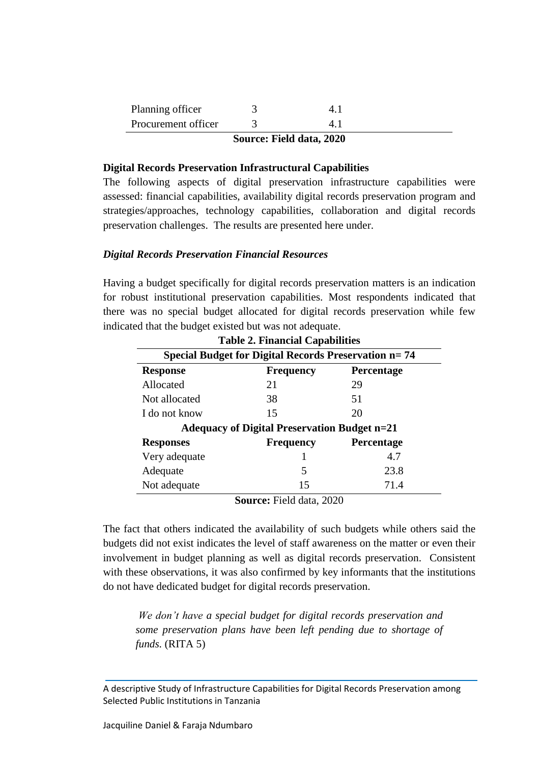| Planning officer | 3 | 4.1 |
|---|---|---|
| Procurement officer | 3 | 4.1 |

**Source: Field data, 2020**

### Digital Records Preservation Infrastructural Capabilities

The following aspects of digital preservation infrastructure capabilities were assessed: financial capabilities, availability digital records preservation program and strategies/approaches, technology capabilities, collaboration and digital records preservation challenges. The results are presented here under.

#### *Digital Records Preservation Financial Resources*

Having a budget specifically for digital records preservation matters is an indication for robust institutional preservation capabilities. Most respondents indicated that there was no special budget allocated for digital records preservation while few indicated that the budget existed but was not adequate.

**Table 2. Financial Capabilities**

| Special Budget for Digital Records Preservation n= 74 | | |
|---|---|---|
| **Response** | **Frequency** | **Percentage** |
| Allocated | 21 | 29 |
| Not allocated | 38 | 51 |
| I do not know | 15 | 20 |
| **Adequacy of Digital Preservation Budget n=21** | | |
| **Responses** | **Frequency** | **Percentage** |
| Very adequate | 1 | 4.7 |
| Adequate | 5 | 23.8 |
| Not adequate | 15 | 71.4 |

**Source:** Field data, 2020

The fact that others indicated the availability of such budgets while others said the budgets did not exist indicates the level of staff awareness on the matter or even their involvement in budget planning as well as digital records preservation. Consistent with these observations, it was also confirmed by key informants that the institutions do not have dedicated budget for digital records preservation.

> *We don't have a special budget for digital records preservation and some preservation plans have been left pending due to shortage of funds.* (RITA 5)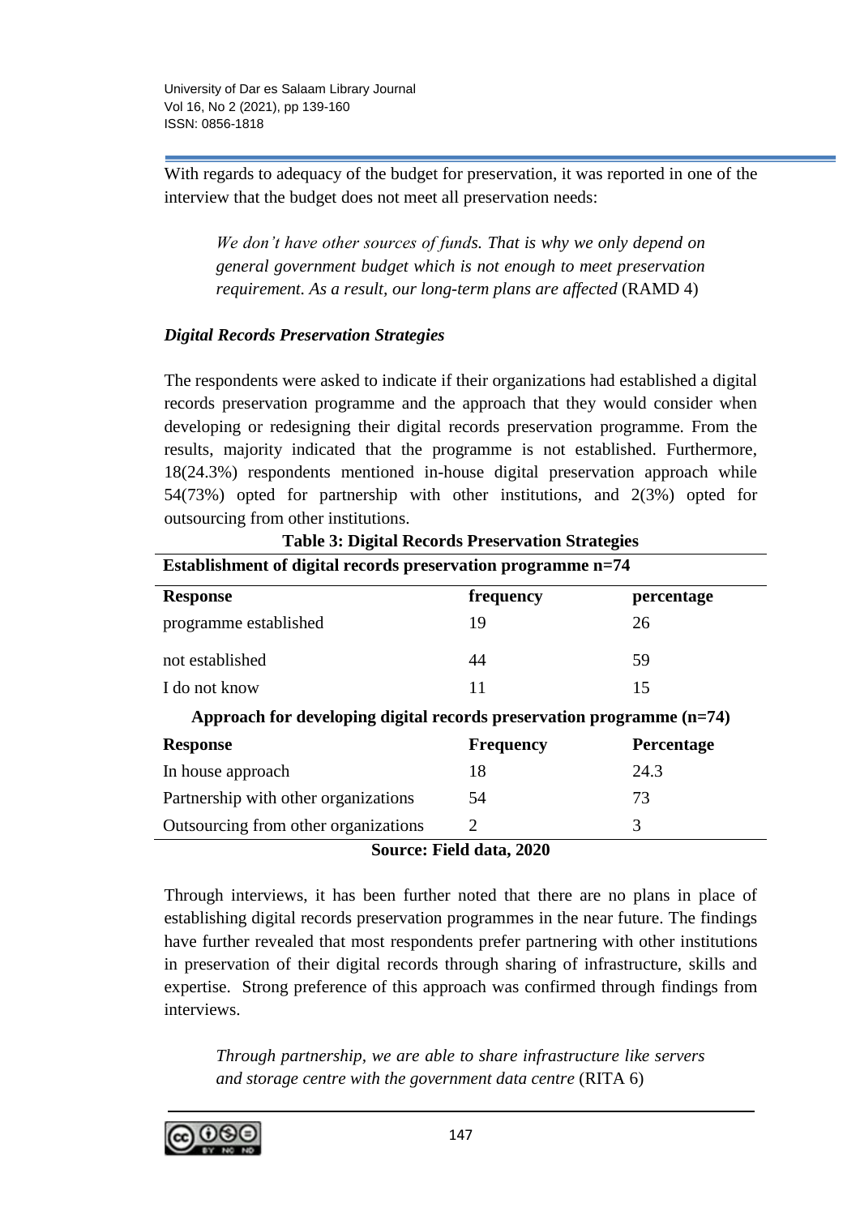With regards to adequacy of the budget for preservation, it was reported in one of the interview that the budget does not meet all preservation needs:

> *We don't have other sources of funds. That is why we only depend on general government budget which is not enough to meet preservation requirement. As a result, our long-term plans are affected* (RAMD 4)

***Digital Records Preservation Strategies***

The respondents were asked to indicate if their organizations had established a digital records preservation programme and the approach that they would consider when developing or redesigning their digital records preservation programme. From the results, majority indicated that the programme is not established. Furthermore, 18(24.3%) respondents mentioned in-house digital preservation approach while 54(73%) opted for partnership with other institutions, and 2(3%) opted for outsourcing from other institutions.

**Table 3: Digital Records Preservation Strategies**

| **Establishment of digital records preservation programme n=74** | | |
|---|---|---|
| **Response** | **frequency** | **percentage** |
| programme established | 19 | 26 |
| not established | 44 | 59 |
| I do not know | 11 | 15 |
| **Approach for developing digital records preservation programme (n=74)** | | |
| **Response** | **Frequency** | **Percentage** |
| In house approach | 18 | 24.3 |
| Partnership with other organizations | 54 | 73 |
| Outsourcing from other organizations | 2 | 3 |

**Source: Field data, 2020**

Through interviews, it has been further noted that there are no plans in place of establishing digital records preservation programmes in the near future. The findings have further revealed that most respondents prefer partnering with other institutions in preservation of their digital records through sharing of infrastructure, skills and expertise. Strong preference of this approach was confirmed through findings from interviews.

> *Through partnership, we are able to share infrastructure like servers and storage centre with the government data centre* (RITA 6)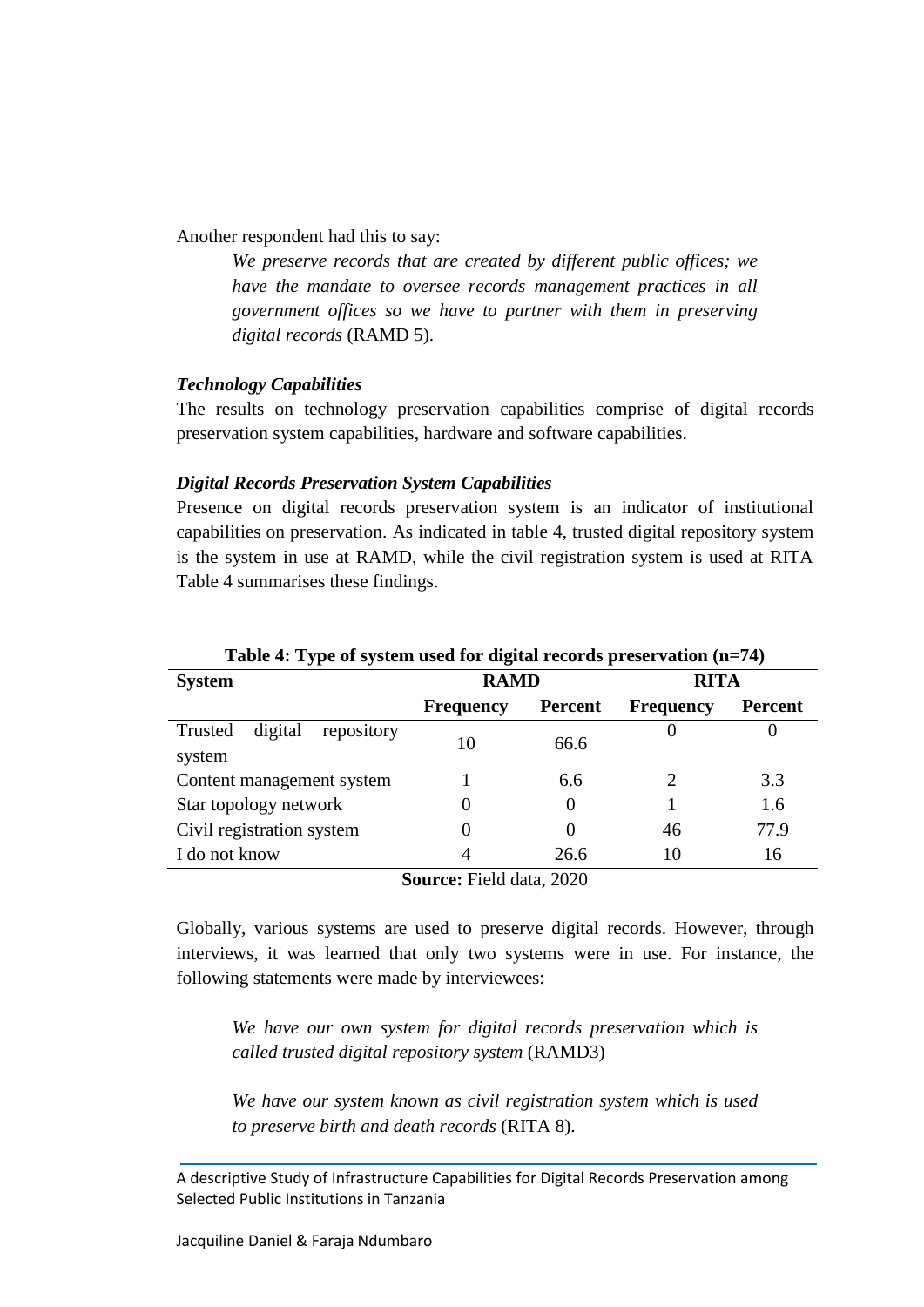Another respondent had this to say:

> *We preserve records that are created by different public offices; we have the mandate to oversee records management practices in all government offices so we have to partner with them in preserving digital records* (RAMD 5).

### *Technology Capabilities*

The results on technology preservation capabilities comprise of digital records preservation system capabilities, hardware and software capabilities.

### *Digital Records Preservation System Capabilities*

Presence on digital records preservation system is an indicator of institutional capabilities on preservation. As indicated in table 4, trusted digital repository system is the system in use at RAMD, while the civil registration system is used at RITA Table 4 summarises these findings.

**Table 4: Type of system used for digital records preservation (n=74)**

| System | RAMD | | RITA | |
|---|---|---|---|---|
| | **Frequency** | **Percent** | **Frequency** | **Percent** |
| Trusted digital repository system | 10 | 66.6 | 0 | 0 |
| Content management system | 1 | 6.6 | 2 | 3.3 |
| Star topology network | 0 | 0 | 1 | 1.6 |
| Civil registration system | 0 | 0 | 46 | 77.9 |
| I do not know | 4 | 26.6 | 10 | 16 |

**Source:** Field data, 2020

Globally, various systems are used to preserve digital records. However, through interviews, it was learned that only two systems were in use. For instance, the following statements were made by interviewees:

> *We have our own system for digital records preservation which is called trusted digital repository system* (RAMD3)

> *We have our system known as civil registration system which is used to preserve birth and death records* (RITA 8).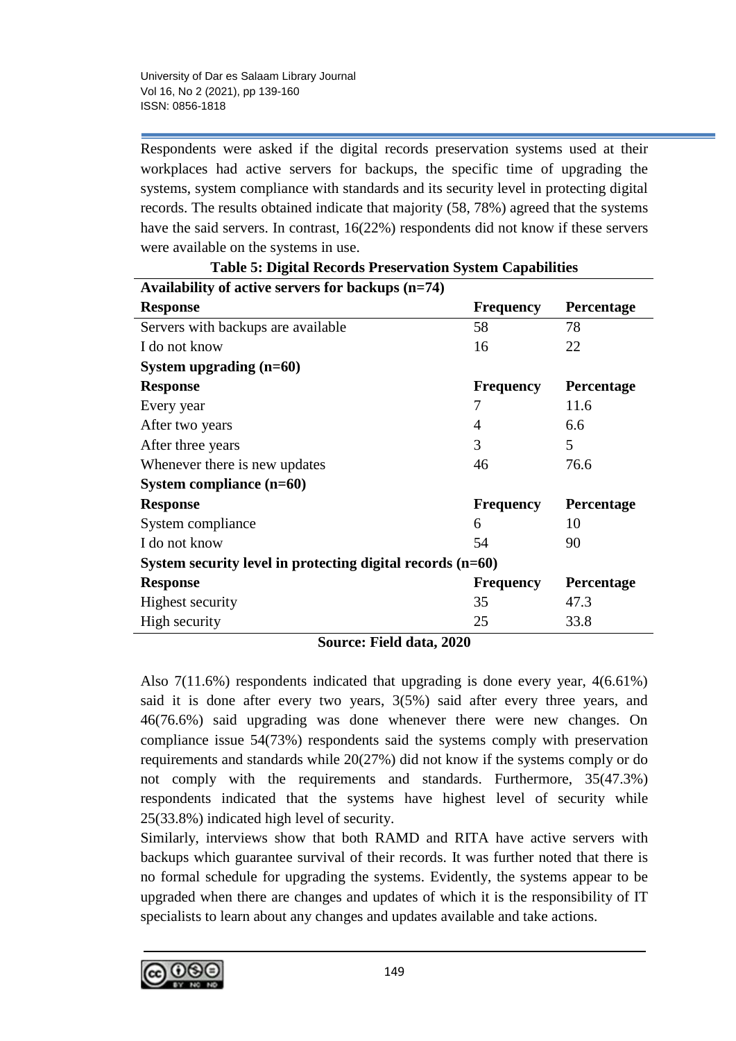Respondents were asked if the digital records preservation systems used at their workplaces had active servers for backups, the specific time of upgrading the systems, system compliance with standards and its security level in protecting digital records. The results obtained indicate that majority (58, 78%) agreed that the systems have the said servers. In contrast, 16(22%) respondents did not know if these servers were available on the systems in use.

**Table 5: Digital Records Preservation System Capabilities**

| **Availability of active servers for backups (n=74)** | | |
|---|---|---|
| **Response** | **Frequency** | **Percentage** |
| Servers with backups are available | 58 | 78 |
| I do not know | 16 | 22 |
| **System upgrading (n=60)** | | |
| **Response** | **Frequency** | **Percentage** |
| Every year | 7 | 11.6 |
| After two years | 4 | 6.6 |
| After three years | 3 | 5 |
| Whenever there is new updates | 46 | 76.6 |
| **System compliance (n=60)** | | |
| **Response** | **Frequency** | **Percentage** |
| System compliance | 6 | 10 |
| I do not know | 54 | 90 |
| **System security level in protecting digital records (n=60)** | | |
| **Response** | **Frequency** | **Percentage** |
| Highest security | 35 | 47.3 |
| High security | 25 | 33.8 |

**Source: Field data, 2020**

Also 7(11.6%) respondents indicated that upgrading is done every year, 4(6.61%) said it is done after every two years, 3(5%) said after every three years, and 46(76.6%) said upgrading was done whenever there were new changes. On compliance issue 54(73%) respondents said the systems comply with preservation requirements and standards while 20(27%) did not know if the systems comply or do not comply with the requirements and standards. Furthermore, 35(47.3%) respondents indicated that the systems have highest level of security while 25(33.8%) indicated high level of security.

Similarly, interviews show that both RAMD and RITA have active servers with backups which guarantee survival of their records. It was further noted that there is no formal schedule for upgrading the systems. Evidently, the systems appear to be upgraded when there are changes and updates of which it is the responsibility of IT specialists to learn about any changes and updates available and take actions.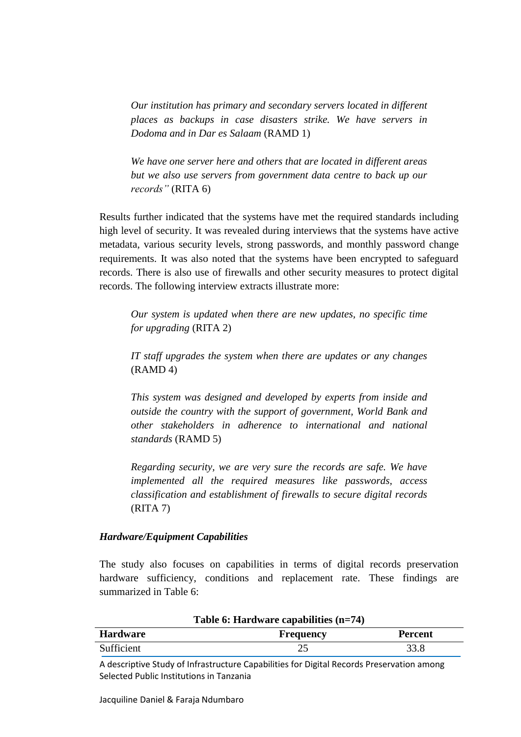*Our institution has primary and secondary servers located in different places as backups in case disasters strike. We have servers in Dodoma and in Dar es Salaam* (RAMD 1)

*We have one server here and others that are located in different areas but we also use servers from government data centre to back up our records"* (RITA 6)

Results further indicated that the systems have met the required standards including high level of security. It was revealed during interviews that the systems have active metadata, various security levels, strong passwords, and monthly password change requirements. It was also noted that the systems have been encrypted to safeguard records. There is also use of firewalls and other security measures to protect digital records. The following interview extracts illustrate more:

*Our system is updated when there are new updates, no specific time for upgrading* (RITA 2)

*IT staff upgrades the system when there are updates or any changes* (RAMD 4)

*This system was designed and developed by experts from inside and outside the country with the support of government, World Bank and other stakeholders in adherence to international and national standards* (RAMD 5)

*Regarding security, we are very sure the records are safe. We have implemented all the required measures like passwords, access classification and establishment of firewalls to secure digital records* (RITA 7)

***Hardware/Equipment Capabilities***

The study also focuses on capabilities in terms of digital records preservation hardware sufficiency, conditions and replacement rate. These findings are summarized in Table 6:

**Table 6: Hardware capabilities (n=74)**

| Hardware | Frequency | Percent |
|---|---|---|
| Sufficient | 25 | 33.8 |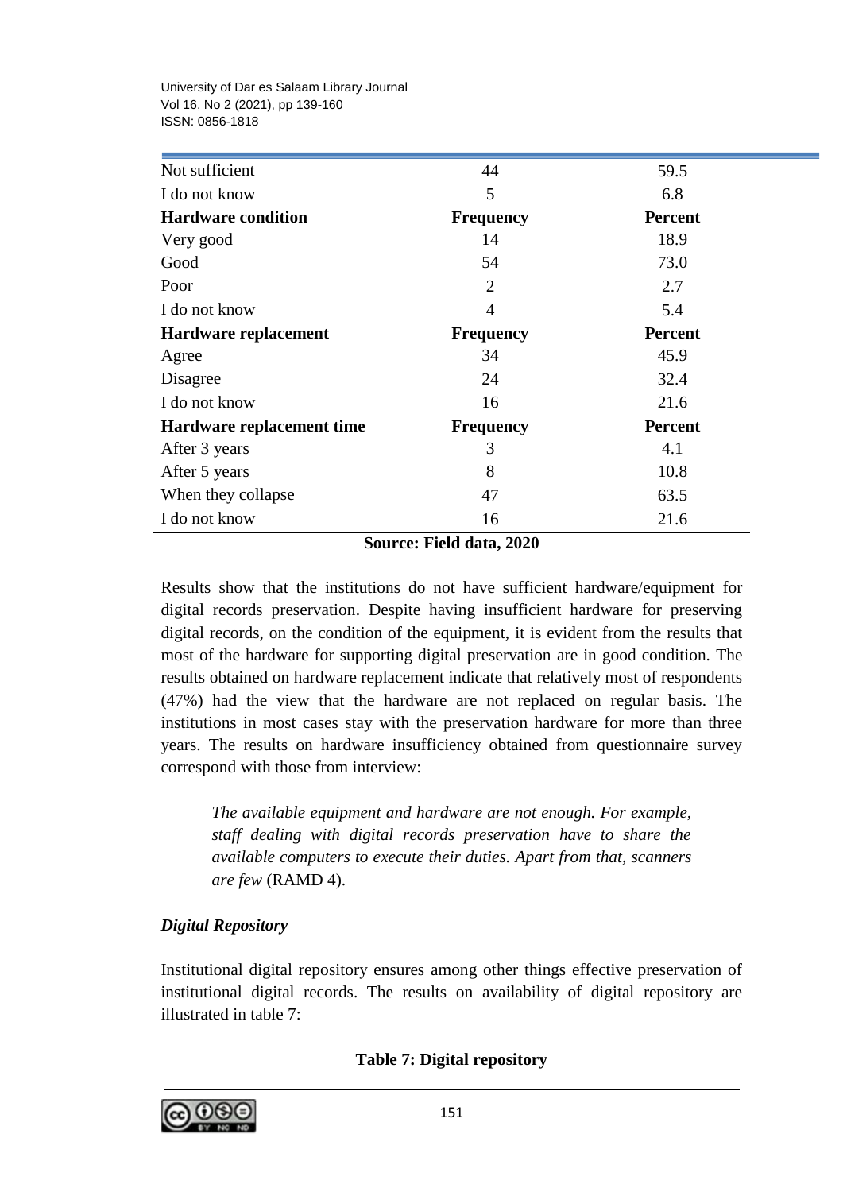| | | |
|---|---|---|
| Not sufficient | 44 | 59.5 |
| I do not know | 5 | 6.8 |
| **Hardware condition** | **Frequency** | **Percent** |
| Very good | 14 | 18.9 |
| Good | 54 | 73.0 |
| Poor | 2 | 2.7 |
| I do not know | 4 | 5.4 |
| **Hardware replacement** | **Frequency** | **Percent** |
| Agree | 34 | 45.9 |
| Disagree | 24 | 32.4 |
| I do not know | 16 | 21.6 |
| **Hardware replacement time** | **Frequency** | **Percent** |
| After 3 years | 3 | 4.1 |
| After 5 years | 8 | 10.8 |
| When they collapse | 47 | 63.5 |
| I do not know | 16 | 21.6 |

**Source: Field data, 2020**

Results show that the institutions do not have sufficient hardware/equipment for digital records preservation. Despite having insufficient hardware for preserving digital records, on the condition of the equipment, it is evident from the results that most of the hardware for supporting digital preservation are in good condition. The results obtained on hardware replacement indicate that relatively most of respondents (47%) had the view that the hardware are not replaced on regular basis. The institutions in most cases stay with the preservation hardware for more than three years. The results on hardware insufficiency obtained from questionnaire survey correspond with those from interview:

> *The available equipment and hardware are not enough. For example, staff dealing with digital records preservation have to share the available computers to execute their duties. Apart from that, scanners are few* (RAMD 4).

***Digital Repository***

Institutional digital repository ensures among other things effective preservation of institutional digital records. The results on availability of digital repository are illustrated in table 7:

**Table 7: Digital repository**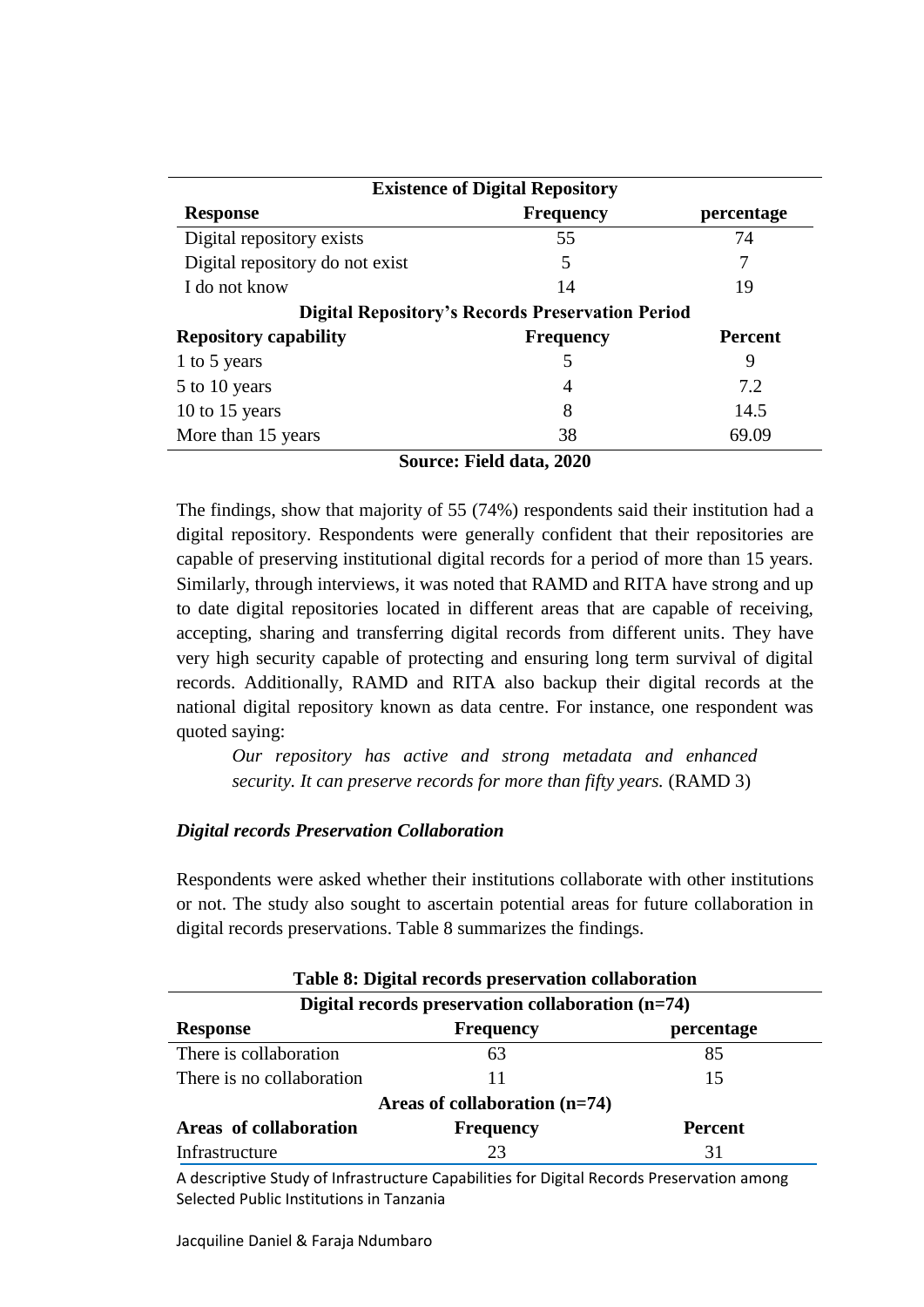| Existence of Digital Repository | | |
|---|---|---|
| **Response** | **Frequency** | **percentage** |
| Digital repository exists | 55 | 74 |
| Digital repository do not exist | 5 | 7 |
| I do not know | 14 | 19 |
| **Digital Repository's Records Preservation Period** | | |
| **Repository capability** | **Frequency** | **Percent** |
| 1 to 5 years | 5 | 9 |
| 5 to 10 years | 4 | 7.2 |
| 10 to 15 years | 8 | 14.5 |
| More than 15 years | 38 | 69.09 |

**Source: Field data, 2020**

The findings, show that majority of 55 (74%) respondents said their institution had a digital repository. Respondents were generally confident that their repositories are capable of preserving institutional digital records for a period of more than 15 years. Similarly, through interviews, it was noted that RAMD and RITA have strong and up to date digital repositories located in different areas that are capable of receiving, accepting, sharing and transferring digital records from different units. They have very high security capable of protecting and ensuring long term survival of digital records. Additionally, RAMD and RITA also backup their digital records at the national digital repository known as data centre. For instance, one respondent was quoted saying:

> *Our repository has active and strong metadata and enhanced security. It can preserve records for more than fifty years.* (RAMD 3)

### *Digital records Preservation Collaboration*

Respondents were asked whether their institutions collaborate with other institutions or not. The study also sought to ascertain potential areas for future collaboration in digital records preservations. Table 8 summarizes the findings.

**Table 8: Digital records preservation collaboration**

| Digital records preservation collaboration (n=74) | | |
|---|---|---|
| **Response** | **Frequency** | **percentage** |
| There is collaboration | 63 | 85 |
| There is no collaboration | 11 | 15 |
| **Areas of collaboration (n=74)** | | |
| **Areas of collaboration** | **Frequency** | **Percent** |
| Infrastructure | 23 | 31 |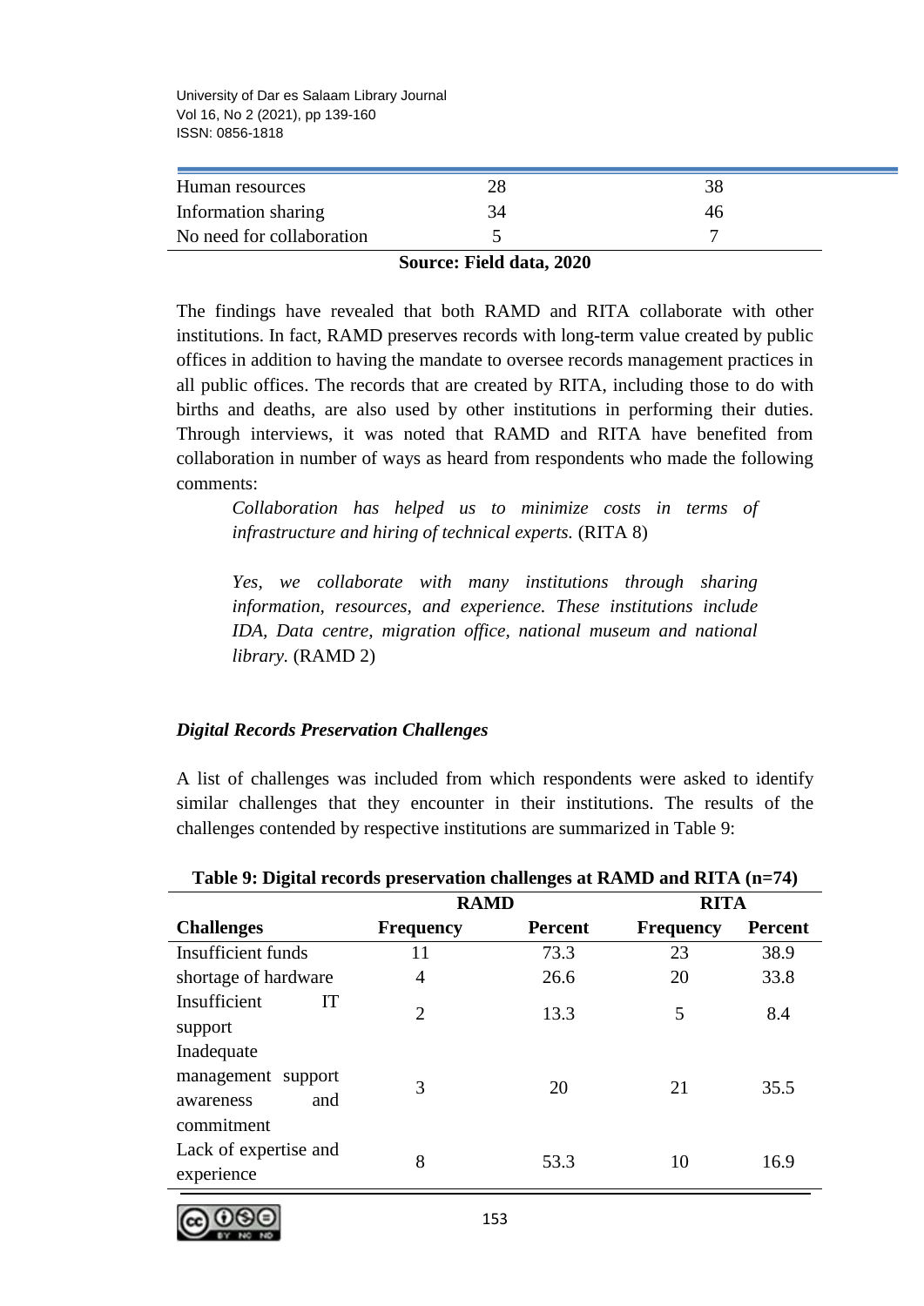| | | |
|---|---|---|
| Human resources | 28 | 38 |
| Information sharing | 34 | 46 |
| No need for collaboration | 5 | 7 |

**Source: Field data, 2020**

The findings have revealed that both RAMD and RITA collaborate with other institutions. In fact, RAMD preserves records with long-term value created by public offices in addition to having the mandate to oversee records management practices in all public offices. The records that are created by RITA, including those to do with births and deaths, are also used by other institutions in performing their duties. Through interviews, it was noted that RAMD and RITA have benefited from collaboration in number of ways as heard from respondents who made the following comments:

> *Collaboration has helped us to minimize costs in terms of infrastructure and hiring of technical experts.* (RITA 8)
>
> *Yes, we collaborate with many institutions through sharing information, resources, and experience. These institutions include IDA, Data centre, migration office, national museum and national library.* (RAMD 2)

### *Digital Records Preservation Challenges*

A list of challenges was included from which respondents were asked to identify similar challenges that they encounter in their institutions. The results of the challenges contended by respective institutions are summarized in Table 9:

**Table 9: Digital records preservation challenges at RAMD and RITA (n=74)**

| | RAMD | | RITA | |
|---|---|---|---|---|
| **Challenges** | **Frequency** | **Percent** | **Frequency** | **Percent** |
| Insufficient funds | 11 | 73.3 | 23 | 38.9 |
| shortage of hardware | 4 | 26.6 | 20 | 33.8 |
| Insufficient IT support | 2 | 13.3 | 5 | 8.4 |
| Inadequate management support awareness and commitment | 3 | 20 | 21 | 35.5 |
| Lack of expertise and experience | 8 | 53.3 | 10 | 16.9 |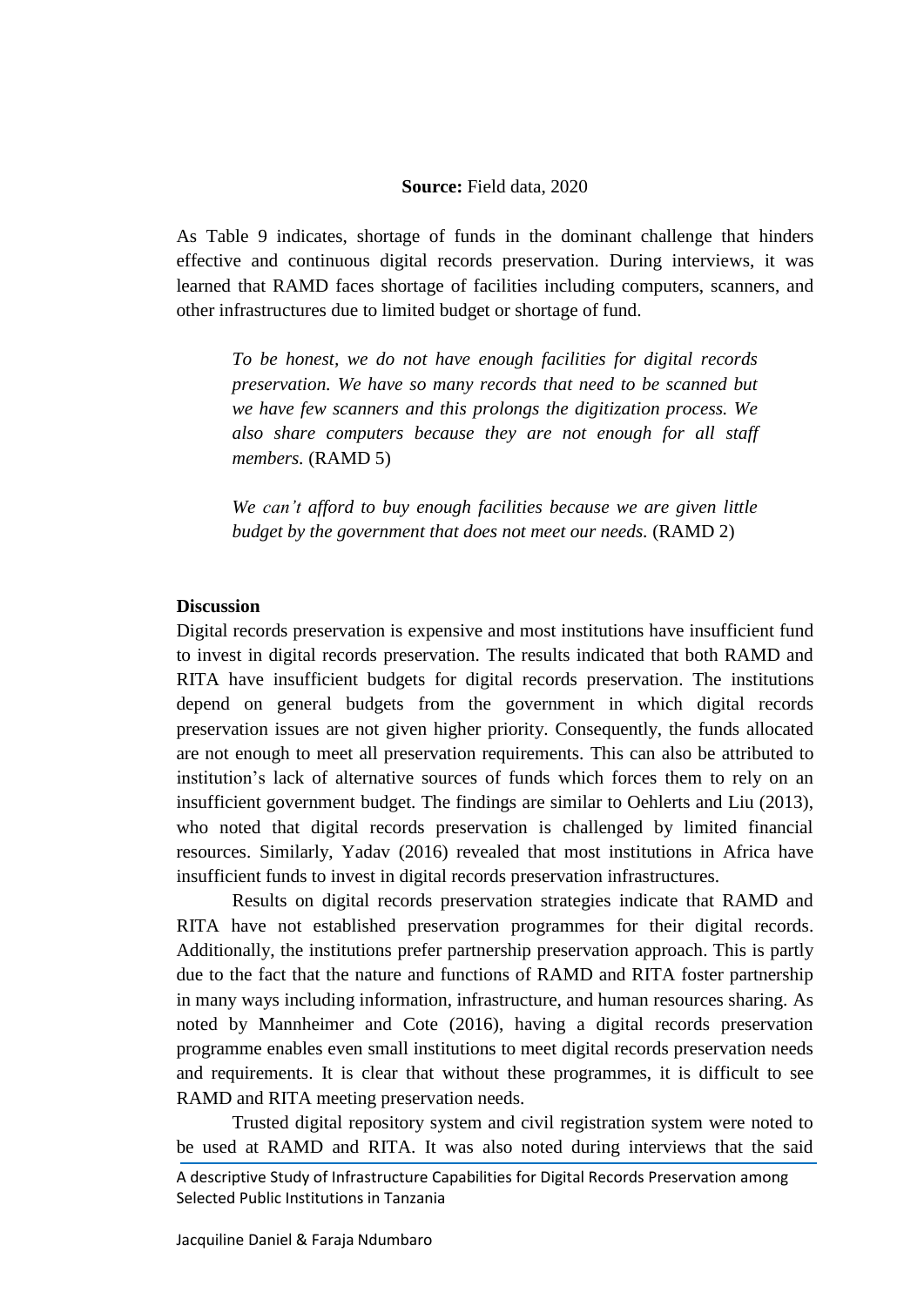**Source:** Field data, 2020

As Table 9 indicates, shortage of funds in the dominant challenge that hinders effective and continuous digital records preservation. During interviews, it was learned that RAMD faces shortage of facilities including computers, scanners, and other infrastructures due to limited budget or shortage of fund.

> *To be honest, we do not have enough facilities for digital records preservation. We have so many records that need to be scanned but we have few scanners and this prolongs the digitization process. We also share computers because they are not enough for all staff members.* (RAMD 5)

> *We can't afford to buy enough facilities because we are given little budget by the government that does not meet our needs.* (RAMD 2)

**Discussion**

Digital records preservation is expensive and most institutions have insufficient fund to invest in digital records preservation. The results indicated that both RAMD and RITA have insufficient budgets for digital records preservation. The institutions depend on general budgets from the government in which digital records preservation issues are not given higher priority. Consequently, the funds allocated are not enough to meet all preservation requirements. This can also be attributed to institution's lack of alternative sources of funds which forces them to rely on an insufficient government budget. The findings are similar to Oehlerts and Liu (2013), who noted that digital records preservation is challenged by limited financial resources. Similarly, Yadav (2016) revealed that most institutions in Africa have insufficient funds to invest in digital records preservation infrastructures.

Results on digital records preservation strategies indicate that RAMD and RITA have not established preservation programmes for their digital records. Additionally, the institutions prefer partnership preservation approach. This is partly due to the fact that the nature and functions of RAMD and RITA foster partnership in many ways including information, infrastructure, and human resources sharing. As noted by Mannheimer and Cote (2016), having a digital records preservation programme enables even small institutions to meet digital records preservation needs and requirements. It is clear that without these programmes, it is difficult to see RAMD and RITA meeting preservation needs.

Trusted digital repository system and civil registration system were noted to be used at RAMD and RITA. It was also noted during interviews that the said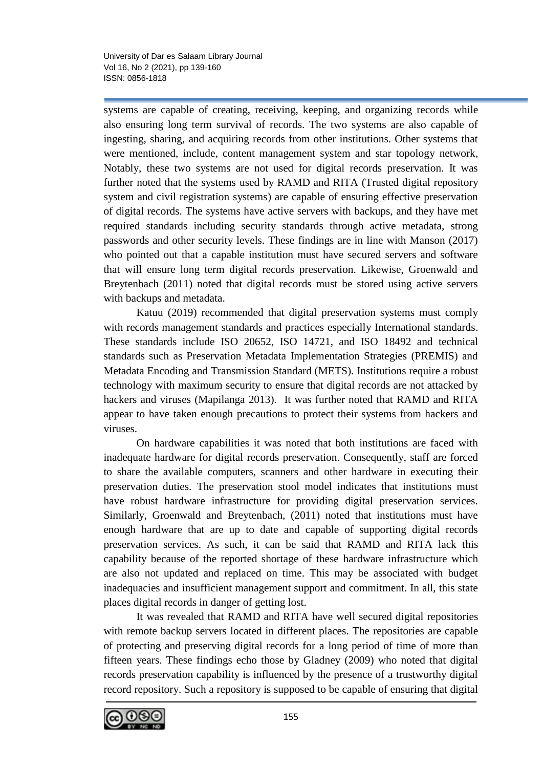systems are capable of creating, receiving, keeping, and organizing records while also ensuring long term survival of records. The two systems are also capable of ingesting, sharing, and acquiring records from other institutions. Other systems that were mentioned, include, content management system and star topology network, Notably, these two systems are not used for digital records preservation. It was further noted that the systems used by RAMD and RITA (Trusted digital repository system and civil registration systems) are capable of ensuring effective preservation of digital records. The systems have active servers with backups, and they have met required standards including security standards through active metadata, strong passwords and other security levels. These findings are in line with Manson (2017) who pointed out that a capable institution must have secured servers and software that will ensure long term digital records preservation. Likewise, Groenwald and Breytenbach (2011) noted that digital records must be stored using active servers with backups and metadata.

Katuu (2019) recommended that digital preservation systems must comply with records management standards and practices especially International standards. These standards include ISO 20652, ISO 14721, and ISO 18492 and technical standards such as Preservation Metadata Implementation Strategies (PREMIS) and Metadata Encoding and Transmission Standard (METS). Institutions require a robust technology with maximum security to ensure that digital records are not attacked by hackers and viruses (Mapilanga 2013). It was further noted that RAMD and RITA appear to have taken enough precautions to protect their systems from hackers and viruses.

On hardware capabilities it was noted that both institutions are faced with inadequate hardware for digital records preservation. Consequently, staff are forced to share the available computers, scanners and other hardware in executing their preservation duties. The preservation stool model indicates that institutions must have robust hardware infrastructure for providing digital preservation services. Similarly, Groenwald and Breytenbach, (2011) noted that institutions must have enough hardware that are up to date and capable of supporting digital records preservation services. As such, it can be said that RAMD and RITA lack this capability because of the reported shortage of these hardware infrastructure which are also not updated and replaced on time. This may be associated with budget inadequacies and insufficient management support and commitment. In all, this state places digital records in danger of getting lost.

It was revealed that RAMD and RITA have well secured digital repositories with remote backup servers located in different places. The repositories are capable of protecting and preserving digital records for a long period of time of more than fifteen years. These findings echo those by Gladney (2009) who noted that digital records preservation capability is influenced by the presence of a trustworthy digital record repository. Such a repository is supposed to be capable of ensuring that digital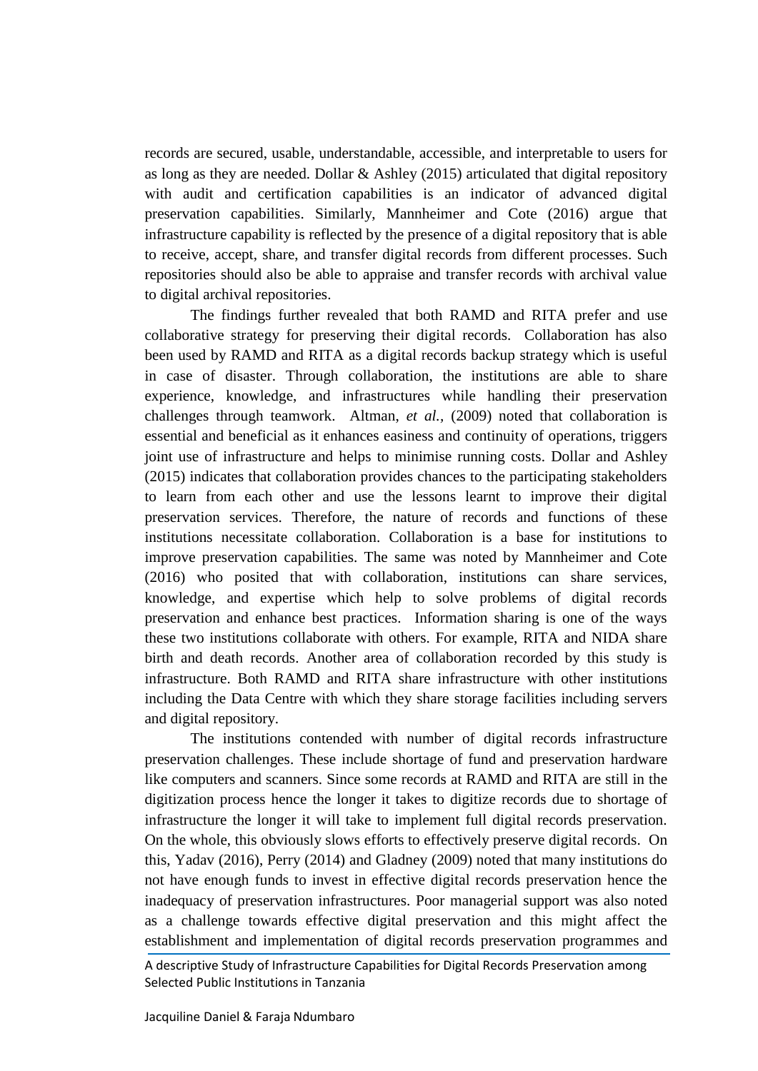records are secured, usable, understandable, accessible, and interpretable to users for as long as they are needed. Dollar & Ashley (2015) articulated that digital repository with audit and certification capabilities is an indicator of advanced digital preservation capabilities. Similarly, Mannheimer and Cote (2016) argue that infrastructure capability is reflected by the presence of a digital repository that is able to receive, accept, share, and transfer digital records from different processes. Such repositories should also be able to appraise and transfer records with archival value to digital archival repositories.

The findings further revealed that both RAMD and RITA prefer and use collaborative strategy for preserving their digital records. Collaboration has also been used by RAMD and RITA as a digital records backup strategy which is useful in case of disaster. Through collaboration, the institutions are able to share experience, knowledge, and infrastructures while handling their preservation challenges through teamwork. Altman, *et al.,* (2009) noted that collaboration is essential and beneficial as it enhances easiness and continuity of operations, triggers joint use of infrastructure and helps to minimise running costs. Dollar and Ashley (2015) indicates that collaboration provides chances to the participating stakeholders to learn from each other and use the lessons learnt to improve their digital preservation services. Therefore, the nature of records and functions of these institutions necessitate collaboration. Collaboration is a base for institutions to improve preservation capabilities. The same was noted by Mannheimer and Cote (2016) who posited that with collaboration, institutions can share services, knowledge, and expertise which help to solve problems of digital records preservation and enhance best practices. Information sharing is one of the ways these two institutions collaborate with others. For example, RITA and NIDA share birth and death records. Another area of collaboration recorded by this study is infrastructure. Both RAMD and RITA share infrastructure with other institutions including the Data Centre with which they share storage facilities including servers and digital repository.

The institutions contended with number of digital records infrastructure preservation challenges. These include shortage of fund and preservation hardware like computers and scanners. Since some records at RAMD and RITA are still in the digitization process hence the longer it takes to digitize records due to shortage of infrastructure the longer it will take to implement full digital records preservation. On the whole, this obviously slows efforts to effectively preserve digital records. On this, Yadav (2016), Perry (2014) and Gladney (2009) noted that many institutions do not have enough funds to invest in effective digital records preservation hence the inadequacy of preservation infrastructures. Poor managerial support was also noted as a challenge towards effective digital preservation and this might affect the establishment and implementation of digital records preservation programmes and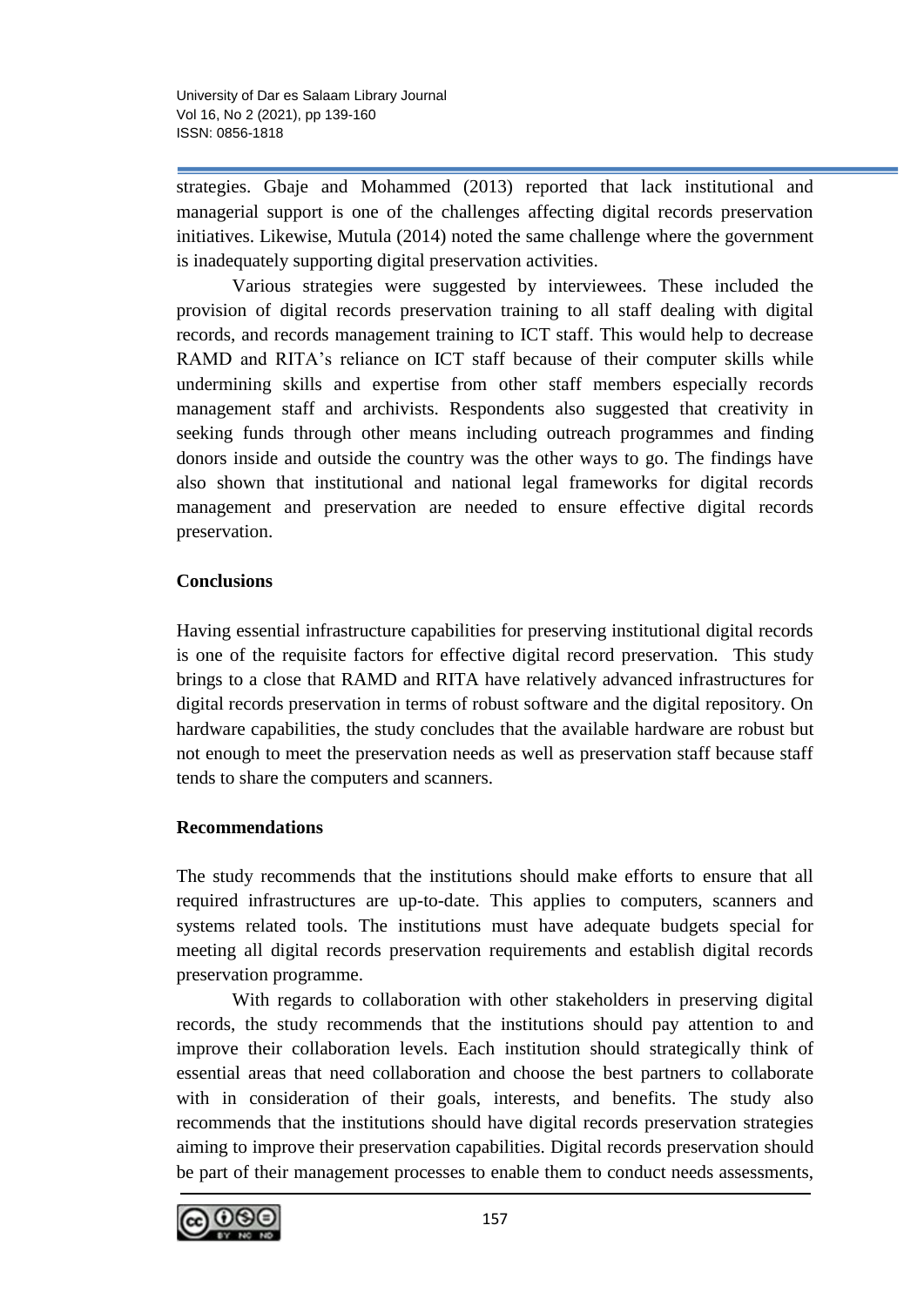strategies. Gbaje and Mohammed (2013) reported that lack institutional and managerial support is one of the challenges affecting digital records preservation initiatives. Likewise, Mutula (2014) noted the same challenge where the government is inadequately supporting digital preservation activities.

Various strategies were suggested by interviewees. These included the provision of digital records preservation training to all staff dealing with digital records, and records management training to ICT staff. This would help to decrease RAMD and RITA's reliance on ICT staff because of their computer skills while undermining skills and expertise from other staff members especially records management staff and archivists. Respondents also suggested that creativity in seeking funds through other means including outreach programmes and finding donors inside and outside the country was the other ways to go. The findings have also shown that institutional and national legal frameworks for digital records management and preservation are needed to ensure effective digital records preservation.

## Conclusions

Having essential infrastructure capabilities for preserving institutional digital records is one of the requisite factors for effective digital record preservation. This study brings to a close that RAMD and RITA have relatively advanced infrastructures for digital records preservation in terms of robust software and the digital repository. On hardware capabilities, the study concludes that the available hardware are robust but not enough to meet the preservation needs as well as preservation staff because staff tends to share the computers and scanners.

## Recommendations

The study recommends that the institutions should make efforts to ensure that all required infrastructures are up-to-date. This applies to computers, scanners and systems related tools. The institutions must have adequate budgets special for meeting all digital records preservation requirements and establish digital records preservation programme.

With regards to collaboration with other stakeholders in preserving digital records, the study recommends that the institutions should pay attention to and improve their collaboration levels. Each institution should strategically think of essential areas that need collaboration and choose the best partners to collaborate with in consideration of their goals, interests, and benefits. The study also recommends that the institutions should have digital records preservation strategies aiming to improve their preservation capabilities. Digital records preservation should be part of their management processes to enable them to conduct needs assessments,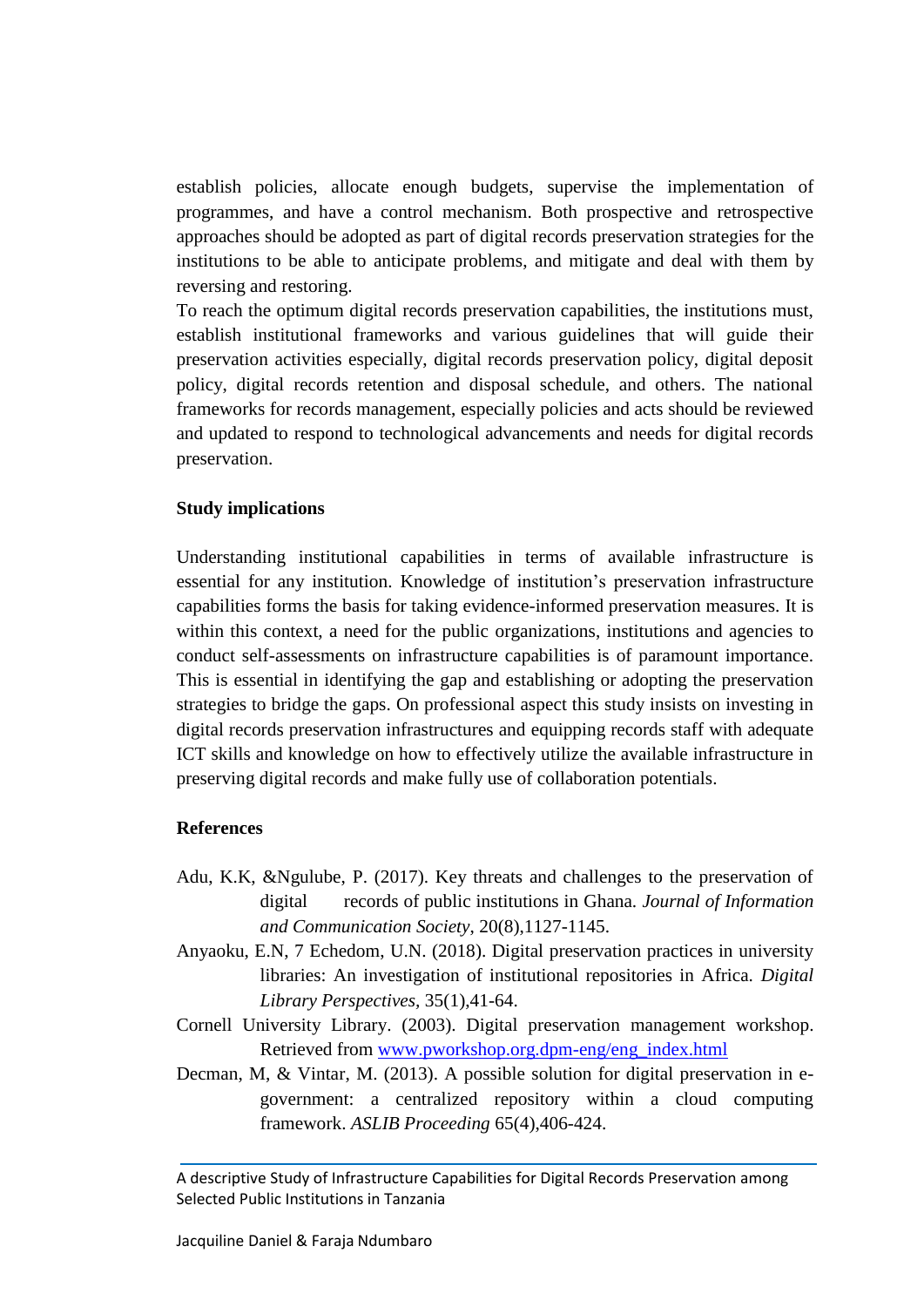establish policies, allocate enough budgets, supervise the implementation of programmes, and have a control mechanism. Both prospective and retrospective approaches should be adopted as part of digital records preservation strategies for the institutions to be able to anticipate problems, and mitigate and deal with them by reversing and restoring.

To reach the optimum digital records preservation capabilities, the institutions must, establish institutional frameworks and various guidelines that will guide their preservation activities especially, digital records preservation policy, digital deposit policy, digital records retention and disposal schedule, and others. The national frameworks for records management, especially policies and acts should be reviewed and updated to respond to technological advancements and needs for digital records preservation.

**Study implications**

Understanding institutional capabilities in terms of available infrastructure is essential for any institution. Knowledge of institution's preservation infrastructure capabilities forms the basis for taking evidence-informed preservation measures. It is within this context, a need for the public organizations, institutions and agencies to conduct self-assessments on infrastructure capabilities is of paramount importance. This is essential in identifying the gap and establishing or adopting the preservation strategies to bridge the gaps. On professional aspect this study insists on investing in digital records preservation infrastructures and equipping records staff with adequate ICT skills and knowledge on how to effectively utilize the available infrastructure in preserving digital records and make fully use of collaboration potentials.

**References**

Adu, K.K, &Ngulube, P. (2017). Key threats and challenges to the preservation of digital records of public institutions in Ghana. *Journal of Information and Communication Society*, 20(8),1127-1145.

Anyaoku, E.N, 7 Echedom, U.N. (2018). Digital preservation practices in university libraries: An investigation of institutional repositories in Africa. *Digital Library Perspectives*, 35(1),41-64.

Cornell University Library. (2003). Digital preservation management workshop. Retrieved from [www.pworkshop.org.dpm-eng/eng_index.html](www.pworkshop.org.dpm-eng/eng_index.html)

Decman, M, & Vintar, M. (2013). A possible solution for digital preservation in e-government: a centralized repository within a cloud computing framework. *ASLIB Proceeding* 65(4),406-424.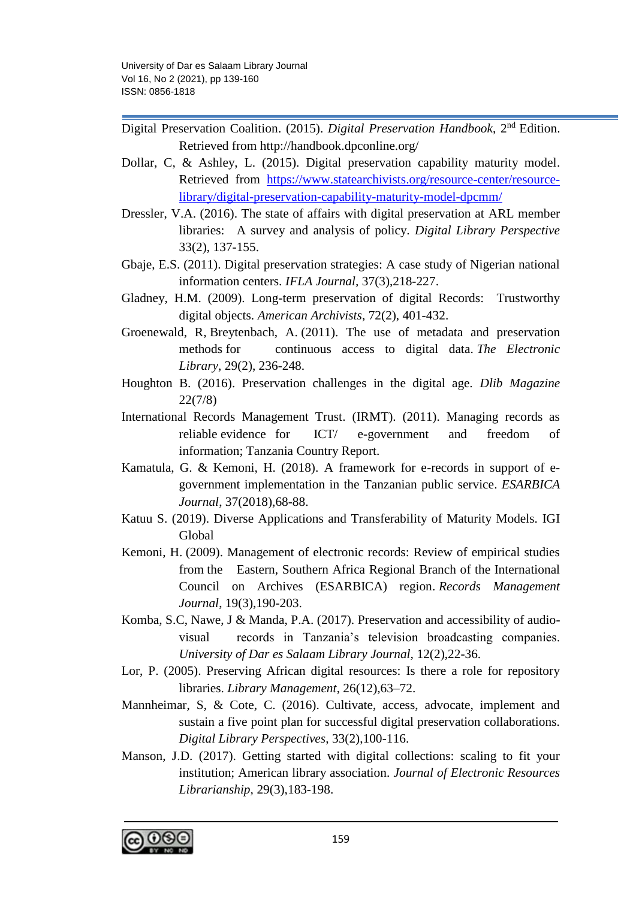Digital Preservation Coalition. (2015). *Digital Preservation Handbook*, 2nd Edition. Retrieved from http://handbook.dpconline.org/

Dollar, C, & Ashley, L. (2015). Digital preservation capability maturity model. Retrieved from https://www.statearchivists.org/resource-center/resource-library/digital-preservation-capability-maturity-model-dpcmm/

Dressler, V.A. (2016). The state of affairs with digital preservation at ARL member libraries: A survey and analysis of policy. *Digital Library Perspective* 33(2), 137-155.

Gbaje, E.S. (2011). Digital preservation strategies: A case study of Nigerian national information centers. *IFLA Journal*, 37(3),218-227.

Gladney, H.M. (2009). Long-term preservation of digital Records: Trustworthy digital objects. *American Archivists*, 72(2), 401-432.

Groenewald, R, Breytenbach, A. (2011). The use of metadata and preservation methods for continuous access to digital data. *The Electronic Library*, 29(2), 236-248.

Houghton B. (2016). Preservation challenges in the digital age. *Dlib Magazine* 22(7/8)

International Records Management Trust. (IRMT). (2011). Managing records as reliable evidence for ICT/ e-government and freedom of information; Tanzania Country Report.

Kamatula, G. & Kemoni, H. (2018). A framework for e-records in support of e-government implementation in the Tanzanian public service. *ESARBICA Journal*, 37(2018),68-88.

Katuu S. (2019). Diverse Applications and Transferability of Maturity Models. IGI Global

Kemoni, H. (2009). Management of electronic records: Review of empirical studies from the Eastern, Southern Africa Regional Branch of the International Council on Archives (ESARBICA) region. *Records Management Journal*, 19(3),190-203.

Komba, S.C, Nawe, J & Manda, P.A. (2017). Preservation and accessibility of audio-visual records in Tanzania's television broadcasting companies. *University of Dar es Salaam Library Journal*, 12(2),22-36.

Lor, P. (2005). Preserving African digital resources: Is there a role for repository libraries. *Library Management*, 26(12),63–72.

Mannheimar, S, & Cote, C. (2016). Cultivate, access, advocate, implement and sustain a five point plan for successful digital preservation collaborations. *Digital Library Perspectives*, 33(2),100-116.

Manson, J.D. (2017). Getting started with digital collections: scaling to fit your institution; American library association. *Journal of Electronic Resources Librarianship*, 29(3),183-198.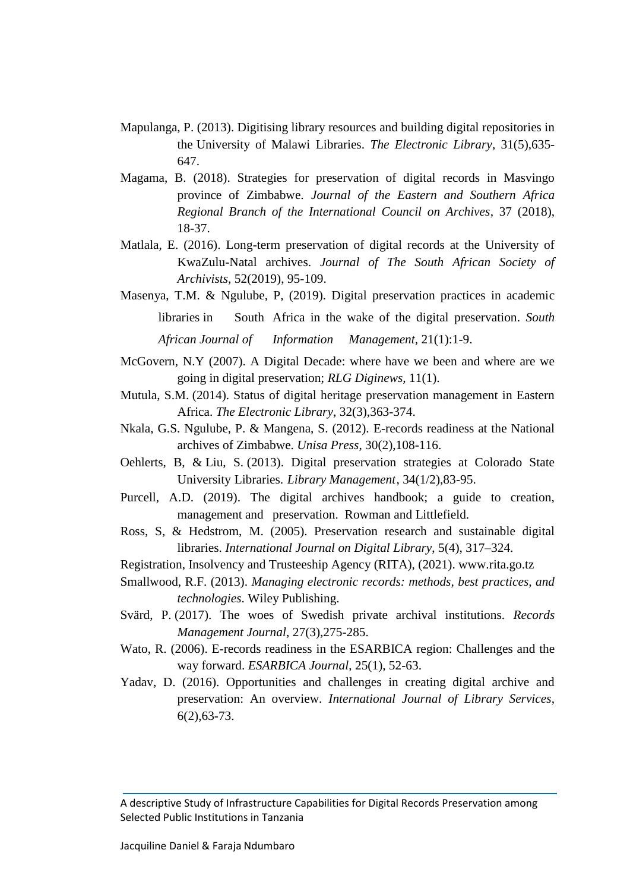Mapulanga, P. (2013). Digitising library resources and building digital repositories in the University of Malawi Libraries. *The Electronic Library*, 31(5),635-647.

Magama, B. (2018). Strategies for preservation of digital records in Masvingo province of Zimbabwe. *Journal of the Eastern and Southern Africa Regional Branch of the International Council on Archives*, 37 (2018), 18-37.

Matlala, E. (2016). Long-term preservation of digital records at the University of KwaZulu-Natal archives. *Journal of The South African Society of Archivists,* 52(2019), 95-109.

Masenya, T.M. & Ngulube, P, (2019). Digital preservation practices in academic libraries in South Africa in the wake of the digital preservation. *South African Journal of Information Management*, 21(1):1-9.

McGovern, N.Y (2007). A Digital Decade: where have we been and where are we going in digital preservation; *RLG Diginews*, 11(1).

Mutula, S.M. (2014). Status of digital heritage preservation management in Eastern Africa. *The Electronic Library*, 32(3),363-374.

Nkala, G.S. Ngulube, P. & Mangena, S. (2012). E-records readiness at the National archives of Zimbabwe. *Unisa Press*, 30(2),108-116.

Oehlerts, B, & Liu, S. (2013). Digital preservation strategies at Colorado State University Libraries. *Library Management*, 34(1/2),83-95.

Purcell, A.D. (2019). The digital archives handbook; a guide to creation, management and preservation. Rowman and Littlefield.

Ross, S, & Hedstrom, M. (2005). Preservation research and sustainable digital libraries. *International Journal on Digital Library*, 5(4), 317–324.

Registration, Insolvency and Trusteeship Agency (RITA), (2021). www.rita.go.tz

Smallwood, R.F. (2013). *Managing electronic records: methods, best practices, and technologies*. Wiley Publishing.

Svärd, P. (2017). The woes of Swedish private archival institutions. *Records Management Journal*, 27(3),275-285.

Wato, R. (2006). E-records readiness in the ESARBICA region: Challenges and the way forward. *ESARBICA Journal*, 25(1), 52-63.

Yadav, D. (2016). Opportunities and challenges in creating digital archive and preservation: An overview. *International Journal of Library Services*, 6(2),63-73.